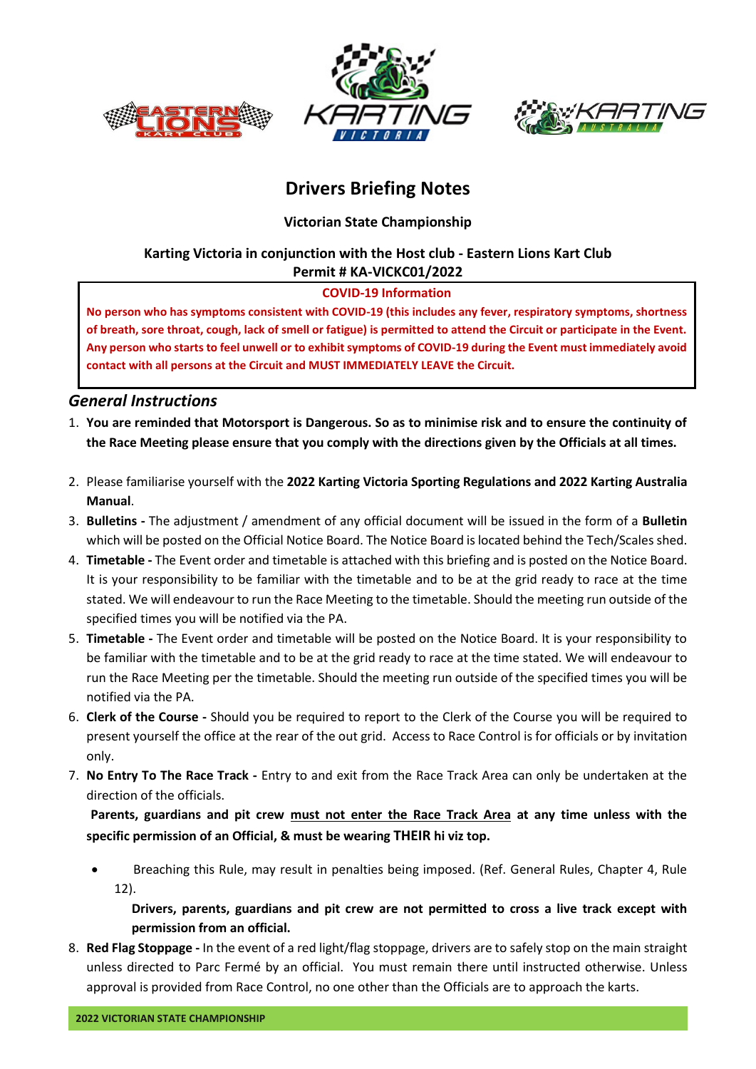# Drivers Briefing Notes

**Victorian State Championship**

**Karting Victoria in conjunction with the Host club - Eastern Lions Kart Club**
**Permit # KA-VICKC01/2022**

**COVID-19 Information**

**No person who has symptoms consistent with COVID-19 (this includes any fever, respiratory symptoms, shortness of breath, sore throat, cough, lack of smell or fatigue) is permitted to attend the Circuit or participate in the Event. Any person who starts to feel unwell or to exhibit symptoms of COVID-19 during the Event must immediately avoid contact with all persons at the Circuit and MUST IMMEDIATELY LEAVE the Circuit.**

## *General Instructions*

1. **You are reminded that Motorsport is Dangerous. So as to minimise risk and to ensure the continuity of the Race Meeting please ensure that you comply with the directions given by the Officials at all times.**

2. Please familiarise yourself with the **2022 Karting Victoria Sporting Regulations and 2022 Karting Australia Manual**.
3. **Bulletins -** The adjustment / amendment of any official document will be issued in the form of a **Bulletin** which will be posted on the Official Notice Board. The Notice Board is located behind the Tech/Scales shed.
4. **Timetable -** The Event order and timetable is attached with this briefing and is posted on the Notice Board. It is your responsibility to be familiar with the timetable and to be at the grid ready to race at the time stated. We will endeavour to run the Race Meeting to the timetable. Should the meeting run outside of the specified times you will be notified via the PA.
5. **Timetable -** The Event order and timetable will be posted on the Notice Board. It is your responsibility to be familiar with the timetable and to be at the grid ready to race at the time stated. We will endeavour to run the Race Meeting per the timetable. Should the meeting run outside of the specified times you will be notified via the PA.
6. **Clerk of the Course -** Should you be required to report to the Clerk of the Course you will be required to present yourself the office at the rear of the out grid. Access to Race Control is for officials or by invitation only.
7. **No Entry To The Race Track -** Entry to and exit from the Race Track Area can only be undertaken at the direction of the officials.

   **Parents, guardians and pit crew <u>must not enter the Race Track Area</u> at any time unless with the specific permission of an Official, & must be wearing THEIR hi viz top.**

   - Breaching this Rule, may result in penalties being imposed. (Ref. General Rules, Chapter 4, Rule 12).

     **Drivers, parents, guardians and pit crew are not permitted to cross a live track except with permission from an official.**

8. **Red Flag Stoppage -** In the event of a red light/flag stoppage, drivers are to safely stop on the main straight unless directed to Parc Fermé by an official. You must remain there until instructed otherwise. Unless approval is provided from Race Control, no one other than the Officials are to approach the karts.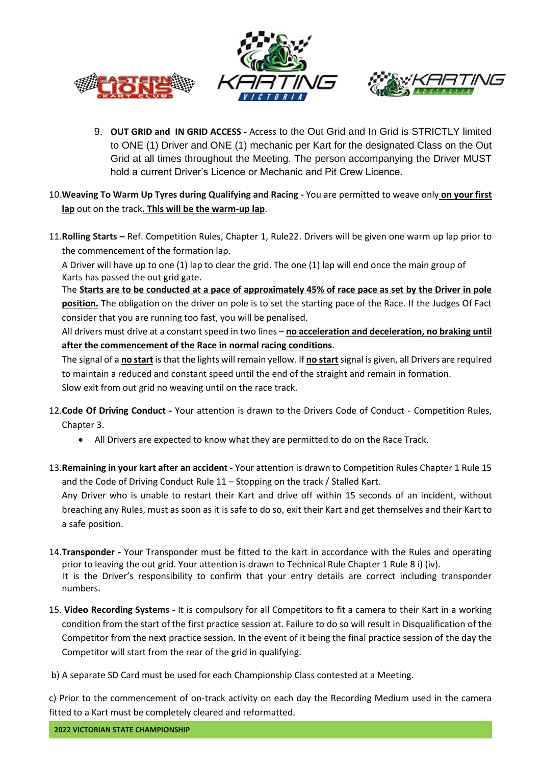9. **OUT GRID and IN GRID ACCESS -** Access to the Out Grid and In Grid is STRICTLY limited to ONE (1) Driver and ONE (1) mechanic per Kart for the designated Class on the Out Grid at all times throughout the Meeting. The person accompanying the Driver MUST hold a current Driver's Licence or Mechanic and Pit Crew Licence.

10. **Weaving To Warm Up Tyres during Qualifying and Racing -** You are permitted to weave only **on your first lap** out on the track**. This will be the warm-up lap**.

11. **Rolling Starts –** Ref. Competition Rules, Chapter 1, Rule22. Drivers will be given one warm up lap prior to the commencement of the formation lap.

    A Driver will have up to one (1) lap to clear the grid. The one (1) lap will end once the main group of Karts has passed the out grid gate.

    The **Starts are to be conducted at a pace of approximately 45% of race pace as set by the Driver in pole position.** The obligation on the driver on pole is to set the starting pace of the Race. If the Judges Of Fact consider that you are running too fast, you will be penalised.

    All drivers must drive at a constant speed in two lines – **no acceleration and deceleration, no braking until after the commencement of the Race in normal racing conditions**.

    The signal of a **no start** is that the lights will remain yellow. If **no start** signal is given, all Drivers are required to maintain a reduced and constant speed until the end of the straight and remain in formation.

    Slow exit from out grid no weaving until on the race track.

12. **Code Of Driving Conduct -** Your attention is drawn to the Drivers Code of Conduct - Competition Rules, Chapter 3.

    - All Drivers are expected to know what they are permitted to do on the Race Track.

13. **Remaining in your kart after an accident -** Your attention is drawn to Competition Rules Chapter 1 Rule 15 and the Code of Driving Conduct Rule 11 – Stopping on the track / Stalled Kart.

    Any Driver who is unable to restart their Kart and drive off within 15 seconds of an incident, without breaching any Rules, must as soon as it is safe to do so, exit their Kart and get themselves and their Kart to a safe position.

14. **Transponder -** Your Transponder must be fitted to the kart in accordance with the Rules and operating prior to leaving the out grid. Your attention is drawn to Technical Rule Chapter 1 Rule 8 i) (iv).

    It is the Driver's responsibility to confirm that your entry details are correct including transponder numbers.

15. **Video Recording Systems -** It is compulsory for all Competitors to fit a camera to their Kart in a working condition from the start of the first practice session at. Failure to do so will result in Disqualification of the Competitor from the next practice session. In the event of it being the final practice session of the day the Competitor will start from the rear of the grid in qualifying.

b) A separate SD Card must be used for each Championship Class contested at a Meeting.

c) Prior to the commencement of on-track activity on each day the Recording Medium used in the camera fitted to a Kart must be completely cleared and reformatted.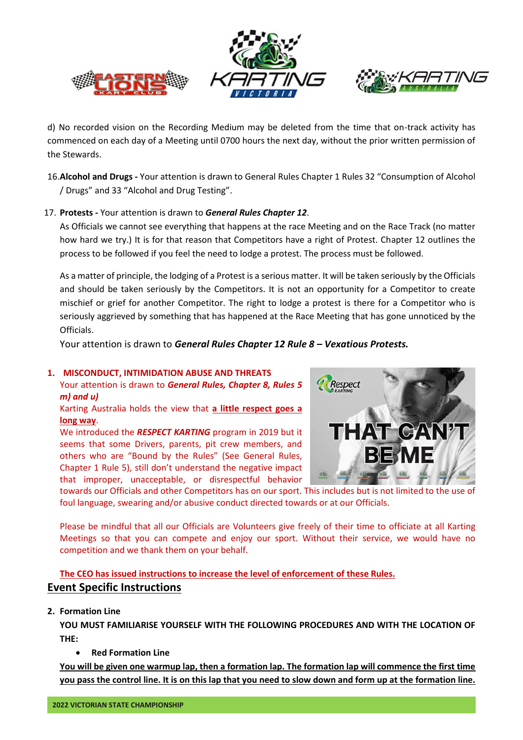d) No recorded vision on the Recording Medium may be deleted from the time that on-track activity has commenced on each day of a Meeting until 0700 hours the next day, without the prior written permission of the Stewards.

16. **Alcohol and Drugs -** Your attention is drawn to General Rules Chapter 1 Rules 32 "Consumption of Alcohol / Drugs" and 33 "Alcohol and Drug Testing".

17. **Protests -** Your attention is drawn to ***General Rules Chapter 12***.

    As Officials we cannot see everything that happens at the race Meeting and on the Race Track (no matter how hard we try.) It is for that reason that Competitors have a right of Protest. Chapter 12 outlines the process to be followed if you feel the need to lodge a protest. The process must be followed.

    As a matter of principle, the lodging of a Protest is a serious matter. It will be taken seriously by the Officials and should be taken seriously by the Competitors. It is not an opportunity for a Competitor to create mischief or grief for another Competitor. The right to lodge a protest is there for a Competitor who is seriously aggrieved by something that has happened at the Race Meeting that has gone unnoticed by the Officials.

    Your attention is drawn to ***General Rules Chapter 12 Rule 8 – Vexatious Protests.***

1. **MISCONDUCT, INTIMIDATION ABUSE AND THREATS**

   Your attention is drawn to ***General Rules, Chapter 8, Rules 5 m) and u)***

   Karting Australia holds the view that **a little respect goes a long way**.

   We introduced the ***RESPECT KARTING*** program in 2019 but it seems that some Drivers, parents, pit crew members, and others who are "Bound by the Rules" (See General Rules, Chapter 1 Rule 5), still don't understand the negative impact that improper, unacceptable, or disrespectful behavior towards our Officials and other Competitors has on our sport. This includes but is not limited to the use of foul language, swearing and/or abusive conduct directed towards or at our Officials.

   Please be mindful that all our Officials are Volunteers give freely of their time to officiate at all Karting Meetings so that you can compete and enjoy our sport. Without their service, we would have no competition and we thank them on your behalf.

   **The CEO has issued instructions to increase the level of enforcement of these Rules.**

## Event Specific Instructions

2. **Formation Line**

   **YOU MUST FAMILIARISE YOURSELF WITH THE FOLLOWING PROCEDURES AND WITH THE LOCATION OF THE:**

   - **Red Formation Line**

   **You will be given one warmup lap, then a formation lap. The formation lap will commence the first time you pass the control line. It is on this lap that you need to slow down and form up at the formation line.**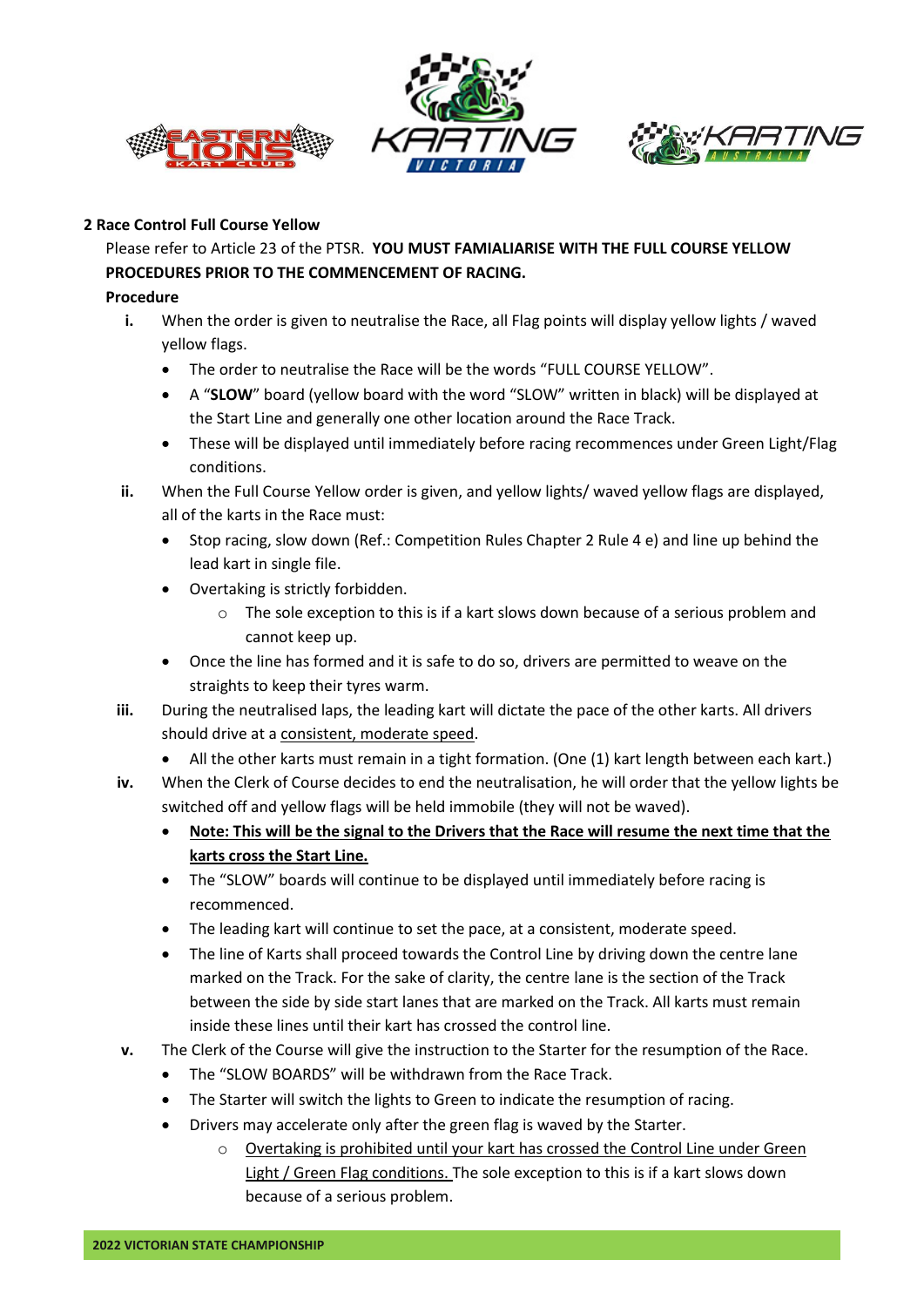## 2 Race Control Full Course Yellow

Please refer to Article 23 of the PTSR. **YOU MUST FAMIALIARISE WITH THE FULL COURSE YELLOW PROCEDURES PRIOR TO THE COMMENCEMENT OF RACING.**

**Procedure**

- **i.** When the order is given to neutralise the Race, all Flag points will display yellow lights / waved yellow flags.
  - The order to neutralise the Race will be the words "FULL COURSE YELLOW".
  - A "**SLOW**" board (yellow board with the word "SLOW" written in black) will be displayed at the Start Line and generally one other location around the Race Track.
  - These will be displayed until immediately before racing recommences under Green Light/Flag conditions.
- **ii.** When the Full Course Yellow order is given, and yellow lights/ waved yellow flags are displayed, all of the karts in the Race must:
  - Stop racing, slow down (Ref.: Competition Rules Chapter 2 Rule 4 e) and line up behind the lead kart in single file.
  - Overtaking is strictly forbidden.
    - The sole exception to this is if a kart slows down because of a serious problem and cannot keep up.
  - Once the line has formed and it is safe to do so, drivers are permitted to weave on the straights to keep their tyres warm.
- **iii.** During the neutralised laps, the leading kart will dictate the pace of the other karts. All drivers should drive at a <u>consistent, moderate speed</u>.
  - All the other karts must remain in a tight formation. (One (1) kart length between each kart.)
- **iv.** When the Clerk of Course decides to end the neutralisation, he will order that the yellow lights be switched off and yellow flags will be held immobile (they will not be waved).
  - **<u>Note: This will be the signal to the Drivers that the Race will resume the next time that the karts cross the Start Line.</u>**
  - The "SLOW" boards will continue to be displayed until immediately before racing is recommenced.
  - The leading kart will continue to set the pace, at a consistent, moderate speed.
  - The line of Karts shall proceed towards the Control Line by driving down the centre lane marked on the Track. For the sake of clarity, the centre lane is the section of the Track between the side by side start lanes that are marked on the Track. All karts must remain inside these lines until their kart has crossed the control line.
- **v.** The Clerk of the Course will give the instruction to the Starter for the resumption of the Race.
  - The "SLOW BOARDS" will be withdrawn from the Race Track.
  - The Starter will switch the lights to Green to indicate the resumption of racing.
  - Drivers may accelerate only after the green flag is waved by the Starter.
    - <u>Overtaking is prohibited until your kart has crossed the Control Line under Green Light / Green Flag conditions.</u> The sole exception to this is if a kart slows down because of a serious problem.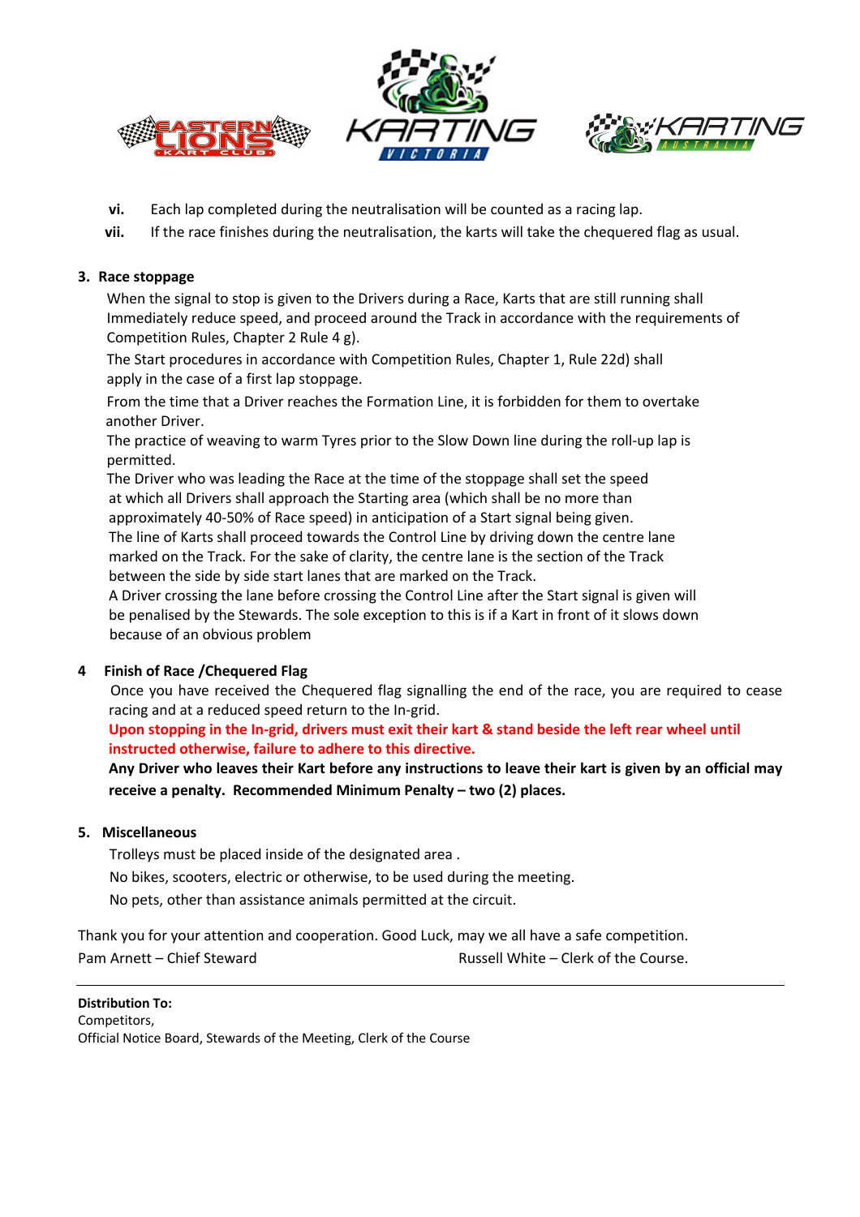vi. Each lap completed during the neutralisation will be counted as a racing lap.

vii. If the race finishes during the neutralisation, the karts will take the chequered flag as usual.

## 3. Race stoppage

When the signal to stop is given to the Drivers during a Race, Karts that are still running shall Immediately reduce speed, and proceed around the Track in accordance with the requirements of Competition Rules, Chapter 2 Rule 4 g).

The Start procedures in accordance with Competition Rules, Chapter 1, Rule 22d) shall apply in the case of a first lap stoppage.

From the time that a Driver reaches the Formation Line, it is forbidden for them to overtake another Driver.

The practice of weaving to warm Tyres prior to the Slow Down line during the roll-up lap is permitted.

The Driver who was leading the Race at the time of the stoppage shall set the speed at which all Drivers shall approach the Starting area (which shall be no more than approximately 40-50% of Race speed) in anticipation of a Start signal being given.

The line of Karts shall proceed towards the Control Line by driving down the centre lane marked on the Track. For the sake of clarity, the centre lane is the section of the Track between the side by side start lanes that are marked on the Track.

A Driver crossing the lane before crossing the Control Line after the Start signal is given will be penalised by the Stewards. The sole exception to this is if a Kart in front of it slows down because of an obvious problem

## 4 Finish of Race /Chequered Flag

Once you have received the Chequered flag signalling the end of the race, you are required to cease racing and at a reduced speed return to the In-grid.

**Upon stopping in the In-grid, drivers must exit their kart & stand beside the left rear wheel until instructed otherwise, failure to adhere to this directive.**

**Any Driver who leaves their Kart before any instructions to leave their kart is given by an official may receive a penalty. Recommended Minimum Penalty – two (2) places.**

## 5. Miscellaneous

Trolleys must be placed inside of the designated area .

No bikes, scooters, electric or otherwise, to be used during the meeting.

No pets, other than assistance animals permitted at the circuit.

Thank you for your attention and cooperation. Good Luck, may we all have a safe competition.

Pam Arnett – Chief Steward | Russell White – Clerk of the Course.

---

**Distribution To:**
Competitors,
Official Notice Board, Stewards of the Meeting, Clerk of the Course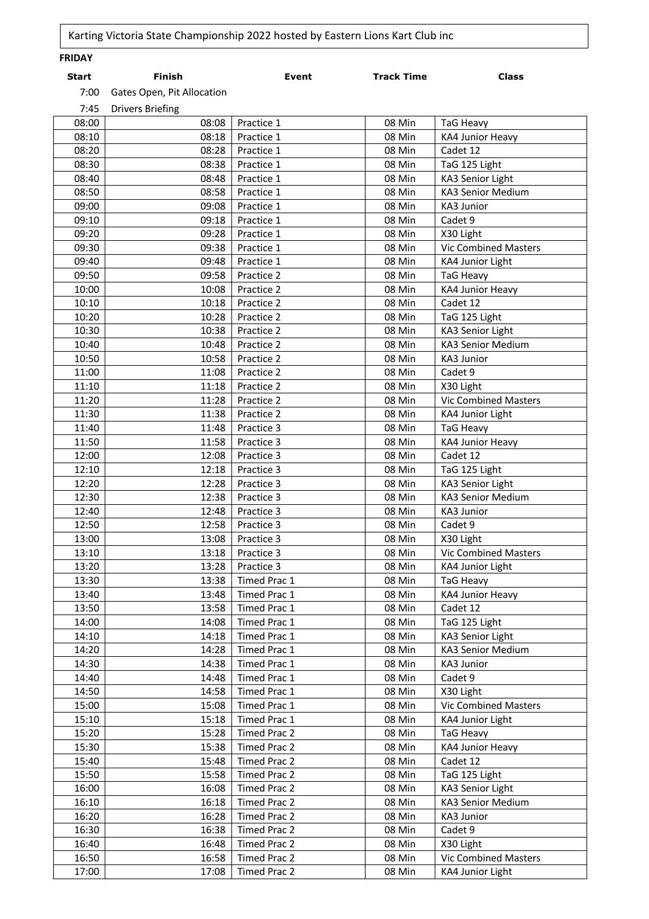Karting Victoria State Championship 2022 hosted by Eastern Lions Kart Club inc

**FRIDAY**

| Start | Finish | Event | Track Time | Class |
|---|---|---|---|---|
| 7:00 | Gates Open, Pit Allocation | | | |
| 7:45 | Drivers Briefing | | | |
| 08:00 | 08:08 | Practice 1 | 08 Min | TaG Heavy |
| 08:10 | 08:18 | Practice 1 | 08 Min | KA4 Junior Heavy |
| 08:20 | 08:28 | Practice 1 | 08 Min | Cadet 12 |
| 08:30 | 08:38 | Practice 1 | 08 Min | TaG 125 Light |
| 08:40 | 08:48 | Practice 1 | 08 Min | KA3 Senior Light |
| 08:50 | 08:58 | Practice 1 | 08 Min | KA3 Senior Medium |
| 09:00 | 09:08 | Practice 1 | 08 Min | KA3 Junior |
| 09:10 | 09:18 | Practice 1 | 08 Min | Cadet 9 |
| 09:20 | 09:28 | Practice 1 | 08 Min | X30 Light |
| 09:30 | 09:38 | Practice 1 | 08 Min | Vic Combined Masters |
| 09:40 | 09:48 | Practice 1 | 08 Min | KA4 Junior Light |
| 09:50 | 09:58 | Practice 2 | 08 Min | TaG Heavy |
| 10:00 | 10:08 | Practice 2 | 08 Min | KA4 Junior Heavy |
| 10:10 | 10:18 | Practice 2 | 08 Min | Cadet 12 |
| 10:20 | 10:28 | Practice 2 | 08 Min | TaG 125 Light |
| 10:30 | 10:38 | Practice 2 | 08 Min | KA3 Senior Light |
| 10:40 | 10:48 | Practice 2 | 08 Min | KA3 Senior Medium |
| 10:50 | 10:58 | Practice 2 | 08 Min | KA3 Junior |
| 11:00 | 11:08 | Practice 2 | 08 Min | Cadet 9 |
| 11:10 | 11:18 | Practice 2 | 08 Min | X30 Light |
| 11:20 | 11:28 | Practice 2 | 08 Min | Vic Combined Masters |
| 11:30 | 11:38 | Practice 2 | 08 Min | KA4 Junior Light |
| 11:40 | 11:48 | Practice 3 | 08 Min | TaG Heavy |
| 11:50 | 11:58 | Practice 3 | 08 Min | KA4 Junior Heavy |
| 12:00 | 12:08 | Practice 3 | 08 Min | Cadet 12 |
| 12:10 | 12:18 | Practice 3 | 08 Min | TaG 125 Light |
| 12:20 | 12:28 | Practice 3 | 08 Min | KA3 Senior Light |
| 12:30 | 12:38 | Practice 3 | 08 Min | KA3 Senior Medium |
| 12:40 | 12:48 | Practice 3 | 08 Min | KA3 Junior |
| 12:50 | 12:58 | Practice 3 | 08 Min | Cadet 9 |
| 13:00 | 13:08 | Practice 3 | 08 Min | X30 Light |
| 13:10 | 13:18 | Practice 3 | 08 Min | Vic Combined Masters |
| 13:20 | 13:28 | Practice 3 | 08 Min | KA4 Junior Light |
| 13:30 | 13:38 | Timed Prac 1 | 08 Min | TaG Heavy |
| 13:40 | 13:48 | Timed Prac 1 | 08 Min | KA4 Junior Heavy |
| 13:50 | 13:58 | Timed Prac 1 | 08 Min | Cadet 12 |
| 14:00 | 14:08 | Timed Prac 1 | 08 Min | TaG 125 Light |
| 14:10 | 14:18 | Timed Prac 1 | 08 Min | KA3 Senior Light |
| 14:20 | 14:28 | Timed Prac 1 | 08 Min | KA3 Senior Medium |
| 14:30 | 14:38 | Timed Prac 1 | 08 Min | KA3 Junior |
| 14:40 | 14:48 | Timed Prac 1 | 08 Min | Cadet 9 |
| 14:50 | 14:58 | Timed Prac 1 | 08 Min | X30 Light |
| 15:00 | 15:08 | Timed Prac 1 | 08 Min | Vic Combined Masters |
| 15:10 | 15:18 | Timed Prac 1 | 08 Min | KA4 Junior Light |
| 15:20 | 15:28 | Timed Prac 2 | 08 Min | TaG Heavy |
| 15:30 | 15:38 | Timed Prac 2 | 08 Min | KA4 Junior Heavy |
| 15:40 | 15:48 | Timed Prac 2 | 08 Min | Cadet 12 |
| 15:50 | 15:58 | Timed Prac 2 | 08 Min | TaG 125 Light |
| 16:00 | 16:08 | Timed Prac 2 | 08 Min | KA3 Senior Light |
| 16:10 | 16:18 | Timed Prac 2 | 08 Min | KA3 Senior Medium |
| 16:20 | 16:28 | Timed Prac 2 | 08 Min | KA3 Junior |
| 16:30 | 16:38 | Timed Prac 2 | 08 Min | Cadet 9 |
| 16:40 | 16:48 | Timed Prac 2 | 08 Min | X30 Light |
| 16:50 | 16:58 | Timed Prac 2 | 08 Min | Vic Combined Masters |
| 17:00 | 17:08 | Timed Prac 2 | 08 Min | KA4 Junior Light |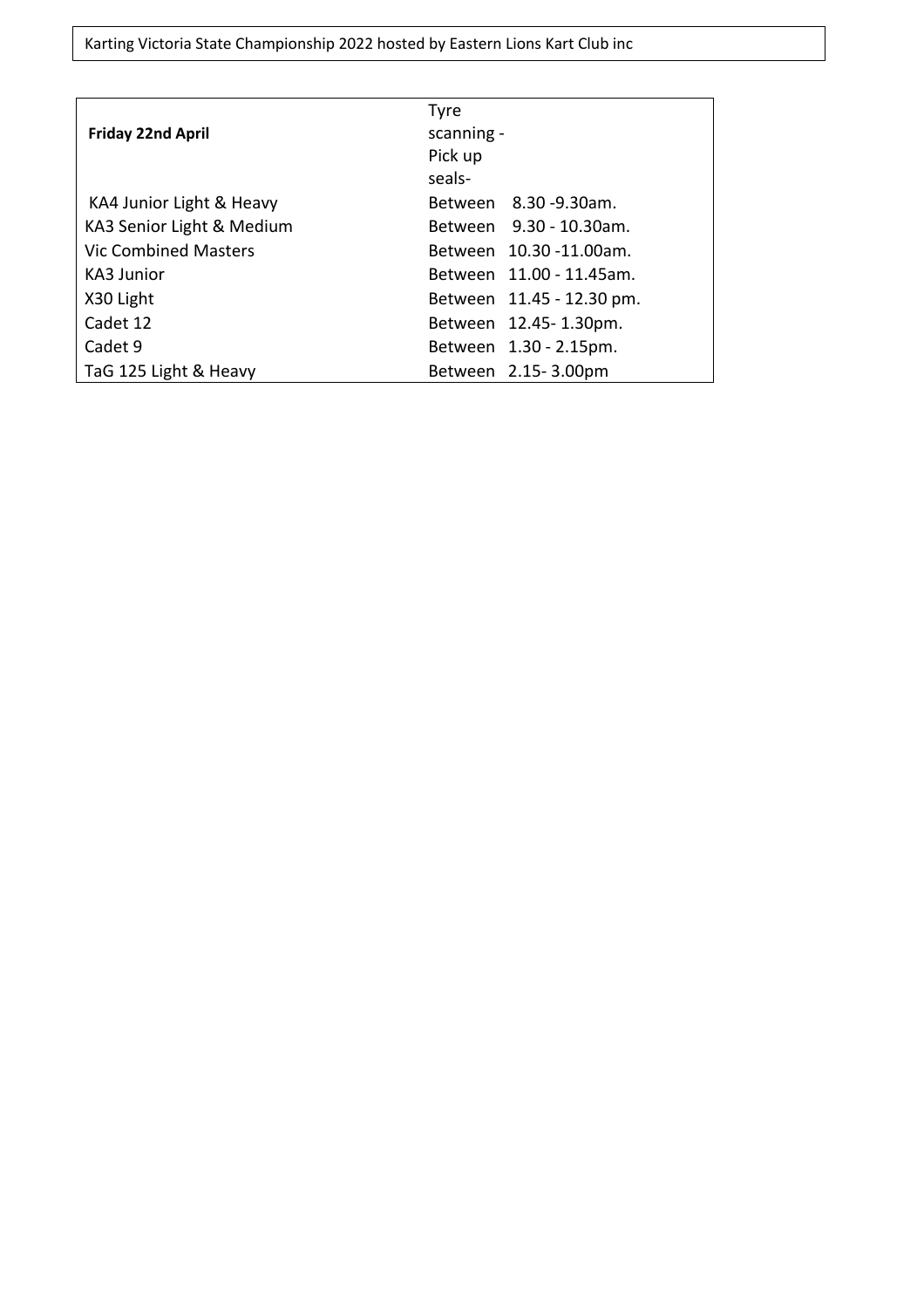Karting Victoria State Championship 2022 hosted by Eastern Lions Kart Club inc

| **Friday 22nd April** | Tyre scanning - Pick up seals- |
| --- | --- |
| KA4 Junior Light & Heavy | Between 8.30 -9.30am. |
| KA3 Senior Light & Medium | Between 9.30 - 10.30am. |
| Vic Combined Masters | Between 10.30 -11.00am. |
| KA3 Junior | Between 11.00 - 11.45am. |
| X30 Light | Between 11.45 - 12.30 pm. |
| Cadet 12 | Between 12.45- 1.30pm. |
| Cadet 9 | Between 1.30 - 2.15pm. |
| TaG 125 Light & Heavy | Between 2.15- 3.00pm |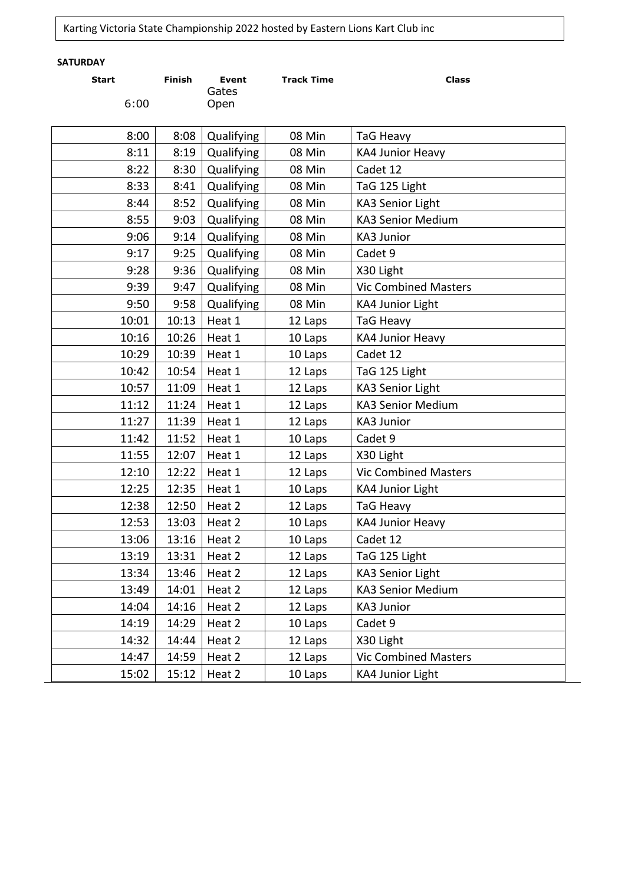Karting Victoria State Championship 2022 hosted by Eastern Lions Kart Club inc

**SATURDAY**

| Start | Finish | Event | Track Time | Class |
|---|---|---|---|---|
| 6:00 | | Gates Open | | |
| 8:00 | 8:08 | Qualifying | 08 Min | TaG Heavy |
| 8:11 | 8:19 | Qualifying | 08 Min | KA4 Junior Heavy |
| 8:22 | 8:30 | Qualifying | 08 Min | Cadet 12 |
| 8:33 | 8:41 | Qualifying | 08 Min | TaG 125 Light |
| 8:44 | 8:52 | Qualifying | 08 Min | KA3 Senior Light |
| 8:55 | 9:03 | Qualifying | 08 Min | KA3 Senior Medium |
| 9:06 | 9:14 | Qualifying | 08 Min | KA3 Junior |
| 9:17 | 9:25 | Qualifying | 08 Min | Cadet 9 |
| 9:28 | 9:36 | Qualifying | 08 Min | X30 Light |
| 9:39 | 9:47 | Qualifying | 08 Min | Vic Combined Masters |
| 9:50 | 9:58 | Qualifying | 08 Min | KA4 Junior Light |
| 10:01 | 10:13 | Heat 1 | 12 Laps | TaG Heavy |
| 10:16 | 10:26 | Heat 1 | 10 Laps | KA4 Junior Heavy |
| 10:29 | 10:39 | Heat 1 | 10 Laps | Cadet 12 |
| 10:42 | 10:54 | Heat 1 | 12 Laps | TaG 125 Light |
| 10:57 | 11:09 | Heat 1 | 12 Laps | KA3 Senior Light |
| 11:12 | 11:24 | Heat 1 | 12 Laps | KA3 Senior Medium |
| 11:27 | 11:39 | Heat 1 | 12 Laps | KA3 Junior |
| 11:42 | 11:52 | Heat 1 | 10 Laps | Cadet 9 |
| 11:55 | 12:07 | Heat 1 | 12 Laps | X30 Light |
| 12:10 | 12:22 | Heat 1 | 12 Laps | Vic Combined Masters |
| 12:25 | 12:35 | Heat 1 | 10 Laps | KA4 Junior Light |
| 12:38 | 12:50 | Heat 2 | 12 Laps | TaG Heavy |
| 12:53 | 13:03 | Heat 2 | 10 Laps | KA4 Junior Heavy |
| 13:06 | 13:16 | Heat 2 | 10 Laps | Cadet 12 |
| 13:19 | 13:31 | Heat 2 | 12 Laps | TaG 125 Light |
| 13:34 | 13:46 | Heat 2 | 12 Laps | KA3 Senior Light |
| 13:49 | 14:01 | Heat 2 | 12 Laps | KA3 Senior Medium |
| 14:04 | 14:16 | Heat 2 | 12 Laps | KA3 Junior |
| 14:19 | 14:29 | Heat 2 | 10 Laps | Cadet 9 |
| 14:32 | 14:44 | Heat 2 | 12 Laps | X30 Light |
| 14:47 | 14:59 | Heat 2 | 12 Laps | Vic Combined Masters |
| 15:02 | 15:12 | Heat 2 | 10 Laps | KA4 Junior Light |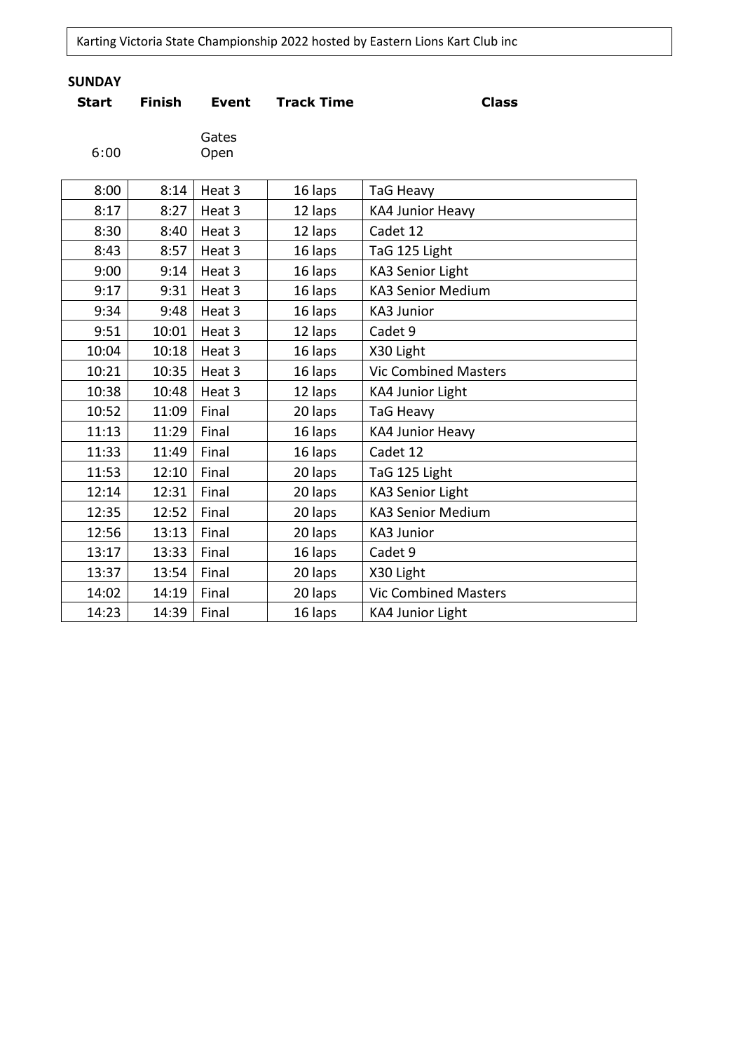Karting Victoria State Championship 2022 hosted by Eastern Lions Kart Club inc

**SUNDAY**

| Start | Finish | Event | Track Time | Class |
|---|---|---|---|---|
| 6:00 | | Gates Open | | |
| 8:00 | 8:14 | Heat 3 | 16 laps | TaG Heavy |
| 8:17 | 8:27 | Heat 3 | 12 laps | KA4 Junior Heavy |
| 8:30 | 8:40 | Heat 3 | 12 laps | Cadet 12 |
| 8:43 | 8:57 | Heat 3 | 16 laps | TaG 125 Light |
| 9:00 | 9:14 | Heat 3 | 16 laps | KA3 Senior Light |
| 9:17 | 9:31 | Heat 3 | 16 laps | KA3 Senior Medium |
| 9:34 | 9:48 | Heat 3 | 16 laps | KA3 Junior |
| 9:51 | 10:01 | Heat 3 | 12 laps | Cadet 9 |
| 10:04 | 10:18 | Heat 3 | 16 laps | X30 Light |
| 10:21 | 10:35 | Heat 3 | 16 laps | Vic Combined Masters |
| 10:38 | 10:48 | Heat 3 | 12 laps | KA4 Junior Light |
| 10:52 | 11:09 | Final | 20 laps | TaG Heavy |
| 11:13 | 11:29 | Final | 16 laps | KA4 Junior Heavy |
| 11:33 | 11:49 | Final | 16 laps | Cadet 12 |
| 11:53 | 12:10 | Final | 20 laps | TaG 125 Light |
| 12:14 | 12:31 | Final | 20 laps | KA3 Senior Light |
| 12:35 | 12:52 | Final | 20 laps | KA3 Senior Medium |
| 12:56 | 13:13 | Final | 20 laps | KA3 Junior |
| 13:17 | 13:33 | Final | 16 laps | Cadet 9 |
| 13:37 | 13:54 | Final | 20 laps | X30 Light |
| 14:02 | 14:19 | Final | 20 laps | Vic Combined Masters |
| 14:23 | 14:39 | Final | 16 laps | KA4 Junior Light |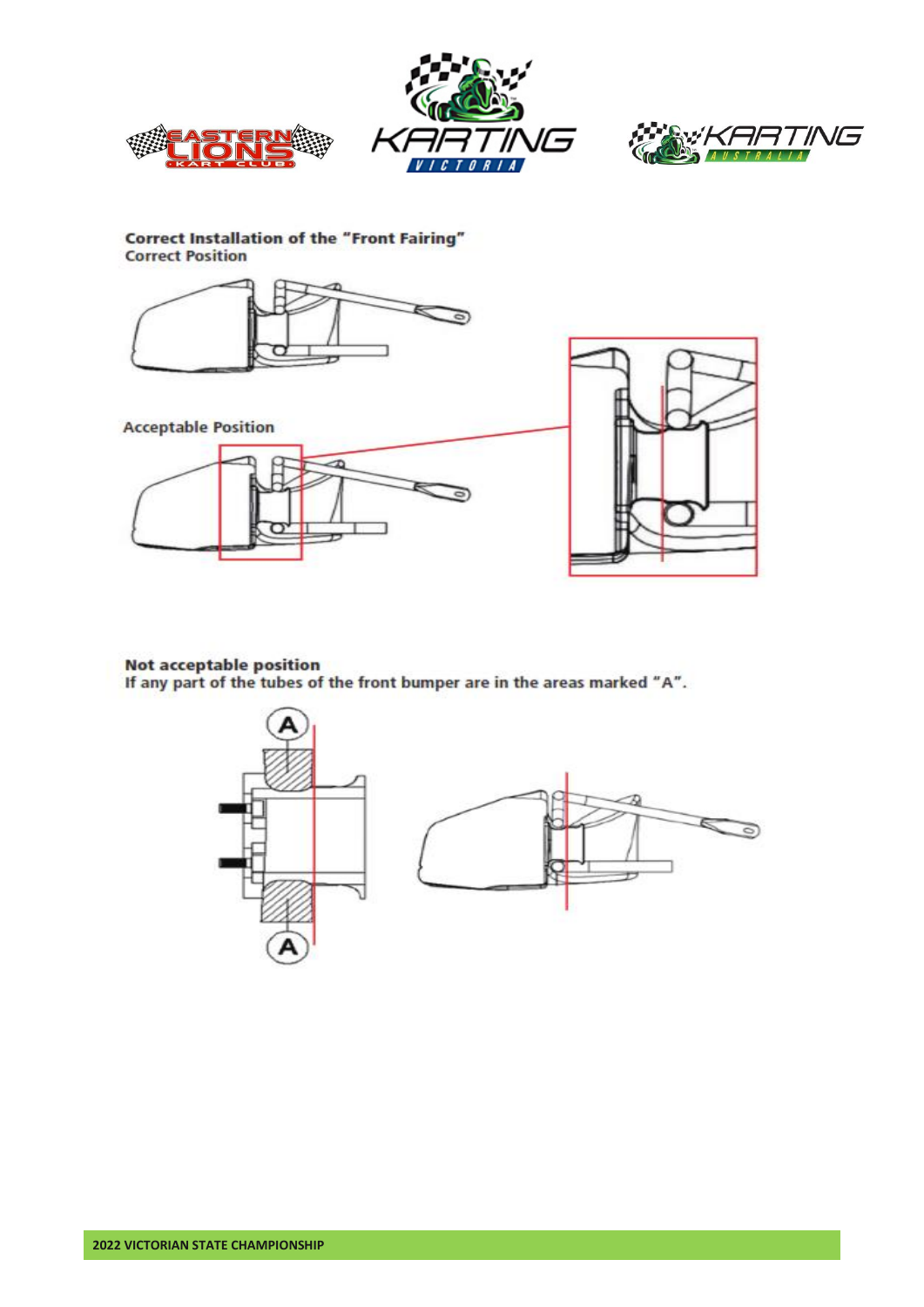**Correct Installation of the "Front Fairing"**
**Correct Position**

**Acceptable Position**

**Not acceptable position**
**If any part of the tubes of the front bumper are in the areas marked "A".**

A

A